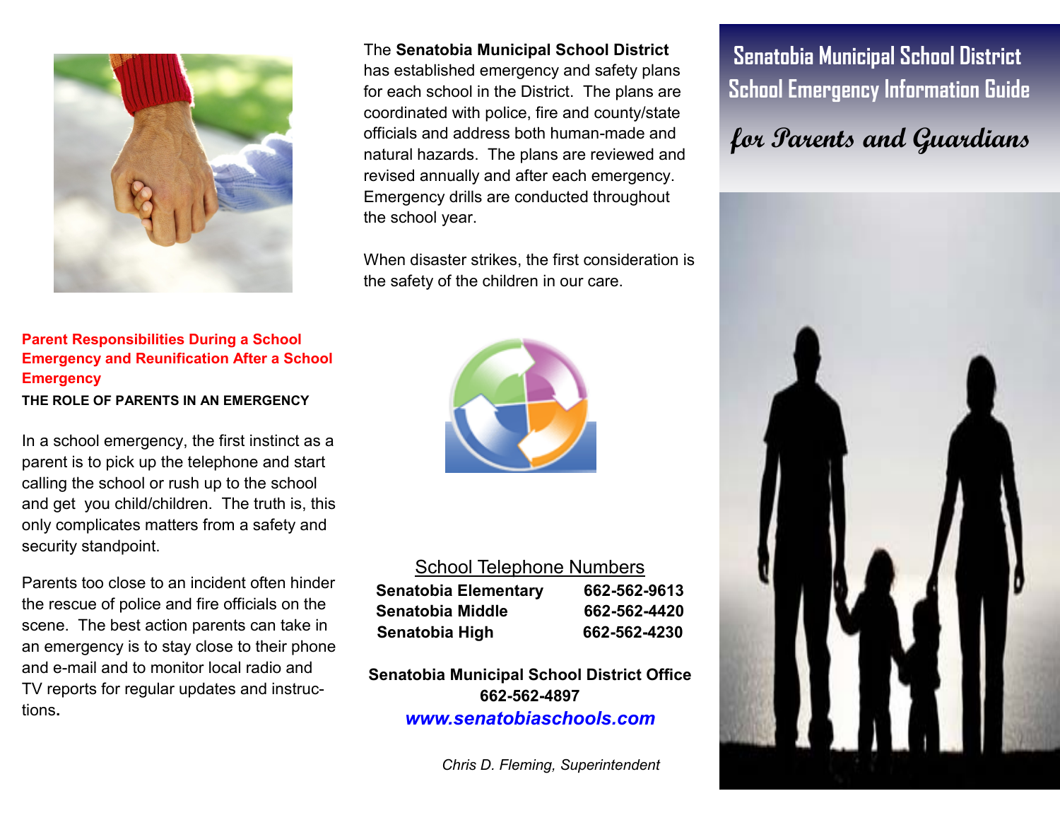# Senatobia Municipal School District School Emergency Information Guide

## *for Parents and Guardians*

The **Senatobia Municipal School District** has established emergency and safety plans for each school in the District. The plans are coordinated with police, fire and county/state officials and address both human-made and natural hazards. The plans are reviewed and revised annually and after each emergency. Emergency drills are conducted throughout the school year.

When disaster strikes, the first consideration is the safety of the children in our care.

## Parent Responsibilities During a School Emergency and Reunification After a School Emergency

### THE ROLE OF PARENTS IN AN EMERGENCY

In a school emergency, the first instinct as a parent is to pick up the telephone and start calling the school or rush up to the school and get you child/children. The truth is, this only complicates matters from a safety and security standpoint.

Parents too close to an incident often hinder the rescue of police and fire officials on the scene. The best action parents can take in an emergency is to stay close to their phone and e-mail and to monitor local radio and TV reports for regular updates and instructions.

### School Telephone Numbers

| School | Phone |
|---|---|
| **Senatobia Elementary** | **662-562-9613** |
| **Senatobia Middle** | **662-562-4420** |
| **Senatobia High** | **662-562-4230** |

**Senatobia Municipal School District Office**
**662-562-4897**
***www.senatobiaschools.com***

*Chris D. Fleming, Superintendent*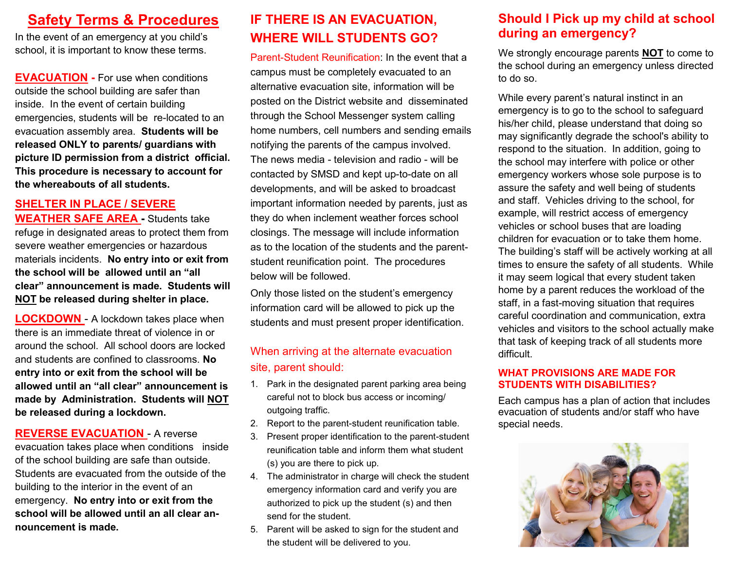## Safety Terms & Procedures

In the event of an emergency at you child's school, it is important to know these terms.

**EVACUATION -** For use when conditions outside the school building are safer than inside. In the event of certain building emergencies, students will be re-located to an evacuation assembly area. **Students will be released ONLY to parents/ guardians with picture ID permission from a district official. This procedure is necessary to account for the whereabouts of all students.**

**SHELTER IN PLACE / SEVERE WEATHER SAFE AREA -** Students take refuge in designated areas to protect them from severe weather emergencies or hazardous materials incidents. **No entry into or exit from the school will be allowed until an "all clear" announcement is made. Students will NOT be released during shelter in place.**

**LOCKDOWN** - A lockdown takes place when there is an immediate threat of violence in or around the school. All school doors are locked and students are confined to classrooms. **No entry into or exit from the school will be allowed until an "all clear" announcement is made by Administration. Students will NOT be released during a lockdown.**

**REVERSE EVACUATION** - A reverse evacuation takes place when conditions inside of the school building are safe than outside. Students are evacuated from the outside of the building to the interior in the event of an emergency. **No entry into or exit from the school will be allowed until an all clear announcement is made.**

## IF THERE IS AN EVACUATION, WHERE WILL STUDENTS GO?

Parent-Student Reunification: In the event that a campus must be completely evacuated to an alternative evacuation site, information will be posted on the District website and disseminated through the School Messenger system calling home numbers, cell numbers and sending emails notifying the parents of the campus involved. The news media - television and radio - will be contacted by SMSD and kept up-to-date on all developments, and will be asked to broadcast important information needed by parents, just as they do when inclement weather forces school closings. The message will include information as to the location of the students and the parent-student reunification point. The procedures below will be followed.

Only those listed on the student's emergency information card will be allowed to pick up the students and must present proper identification.

### When arriving at the alternate evacuation site, parent should:

1. Park in the designated parent parking area being careful not to block bus access or incoming/ outgoing traffic.
2. Report to the parent-student reunification table.
3. Present proper identification to the parent-student reunification table and inform them what student (s) you are there to pick up.
4. The administrator in charge will check the student emergency information card and verify you are authorized to pick up the student (s) and then send for the student.
5. Parent will be asked to sign for the student and the student will be delivered to you.

## Should I Pick up my child at school during an emergency?

We strongly encourage parents **NOT** to come to the school during an emergency unless directed to do so.

While every parent's natural instinct in an emergency is to go to the school to safeguard his/her child, please understand that doing so may significantly degrade the school's ability to respond to the situation. In addition, going to the school may interfere with police or other emergency workers whose sole purpose is to assure the safety and well being of students and staff. Vehicles driving to the school, for example, will restrict access of emergency vehicles or school buses that are loading children for evacuation or to take them home. The building's staff will be actively working at all times to ensure the safety of all students. While it may seem logical that every student taken home by a parent reduces the workload of the staff, in a fast-moving situation that requires careful coordination and communication, extra vehicles and visitors to the school actually make that task of keeping track of all students more difficult.

### WHAT PROVISIONS ARE MADE FOR STUDENTS WITH DISABILITIES?

Each campus has a plan of action that includes evacuation of students and/or staff who have special needs.